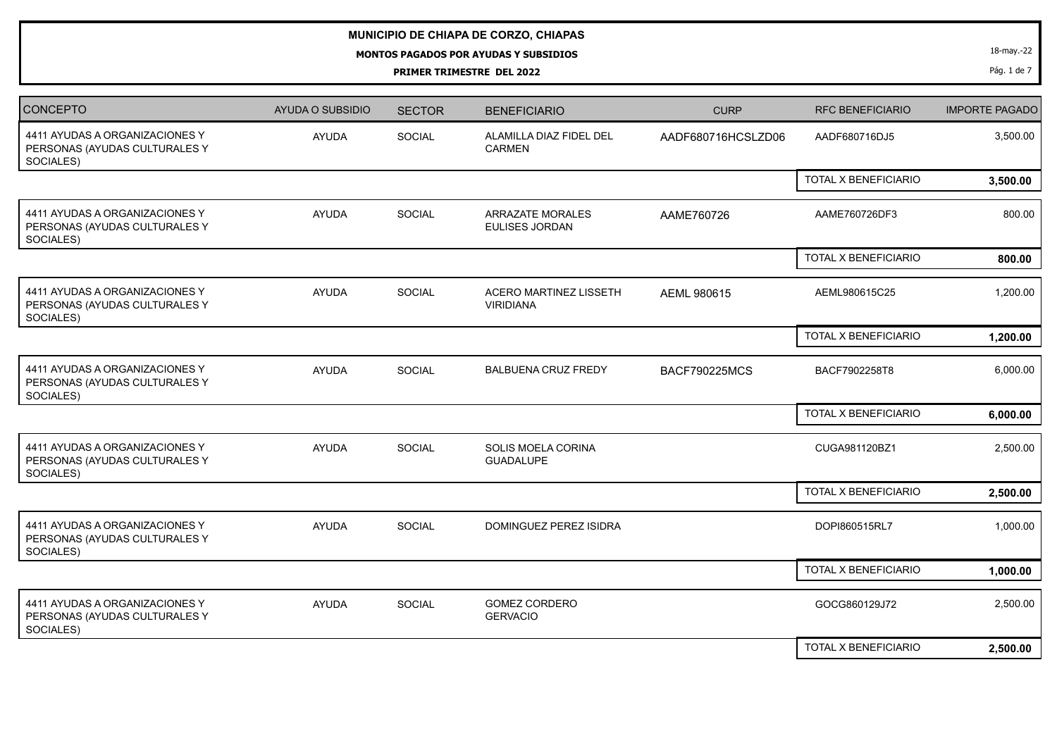# MUNICIPIO DE CHIAPA DE CORZO, CHIAPAS

**MONTOS PAGADOS POR AYUDAS Y SUBSIDIOS**

**PRIMER TRIMESTRE DEL 2022**

18-may.-22

| CONCEPTO | AYUDA O SUBSIDIO | SECTOR | BENEFICIARIO | CURP | RFC BENEFICIARIO | IMPORTE PAGADO |
|---|---|---|---|---|---|---|
| 4411 AYUDAS A ORGANIZACIONES Y PERSONAS (AYUDAS CULTURALES Y SOCIALES) | AYUDA | SOCIAL | ALAMILLA DIAZ FIDEL DEL CARMEN | AADF680716HCSLZD06 | AADF680716DJ5 | 3,500.00 |
| | | | | | TOTAL X BENEFICIARIO | **3,500.00** |
| 4411 AYUDAS A ORGANIZACIONES Y PERSONAS (AYUDAS CULTURALES Y SOCIALES) | AYUDA | SOCIAL | ARRAZATE MORALES EULISES JORDAN | AAME760726 | AAME760726DF3 | 800.00 |
| | | | | | TOTAL X BENEFICIARIO | **800.00** |
| 4411 AYUDAS A ORGANIZACIONES Y PERSONAS (AYUDAS CULTURALES Y SOCIALES) | AYUDA | SOCIAL | ACERO MARTINEZ LISSETH VIRIDIANA | AEML 980615 | AEML980615C25 | 1,200.00 |
| | | | | | TOTAL X BENEFICIARIO | **1,200.00** |
| 4411 AYUDAS A ORGANIZACIONES Y PERSONAS (AYUDAS CULTURALES Y SOCIALES) | AYUDA | SOCIAL | BALBUENA CRUZ FREDY | BACF790225MCS | BACF7902258T8 | 6,000.00 |
| | | | | | TOTAL X BENEFICIARIO | **6,000.00** |
| 4411 AYUDAS A ORGANIZACIONES Y PERSONAS (AYUDAS CULTURALES Y SOCIALES) | AYUDA | SOCIAL | SOLIS MOELA CORINA GUADALUPE | | CUGA981120BZ1 | 2,500.00 |
| | | | | | TOTAL X BENEFICIARIO | **2,500.00** |
| 4411 AYUDAS A ORGANIZACIONES Y PERSONAS (AYUDAS CULTURALES Y SOCIALES) | AYUDA | SOCIAL | DOMINGUEZ PEREZ ISIDRA | | DOPI860515RL7 | 1,000.00 |
| | | | | | TOTAL X BENEFICIARIO | **1,000.00** |
| 4411 AYUDAS A ORGANIZACIONES Y PERSONAS (AYUDAS CULTURALES Y SOCIALES) | AYUDA | SOCIAL | GOMEZ CORDERO GERVACIO | | GOCG860129J72 | 2,500.00 |
| | | | | | TOTAL X BENEFICIARIO | **2,500.00** |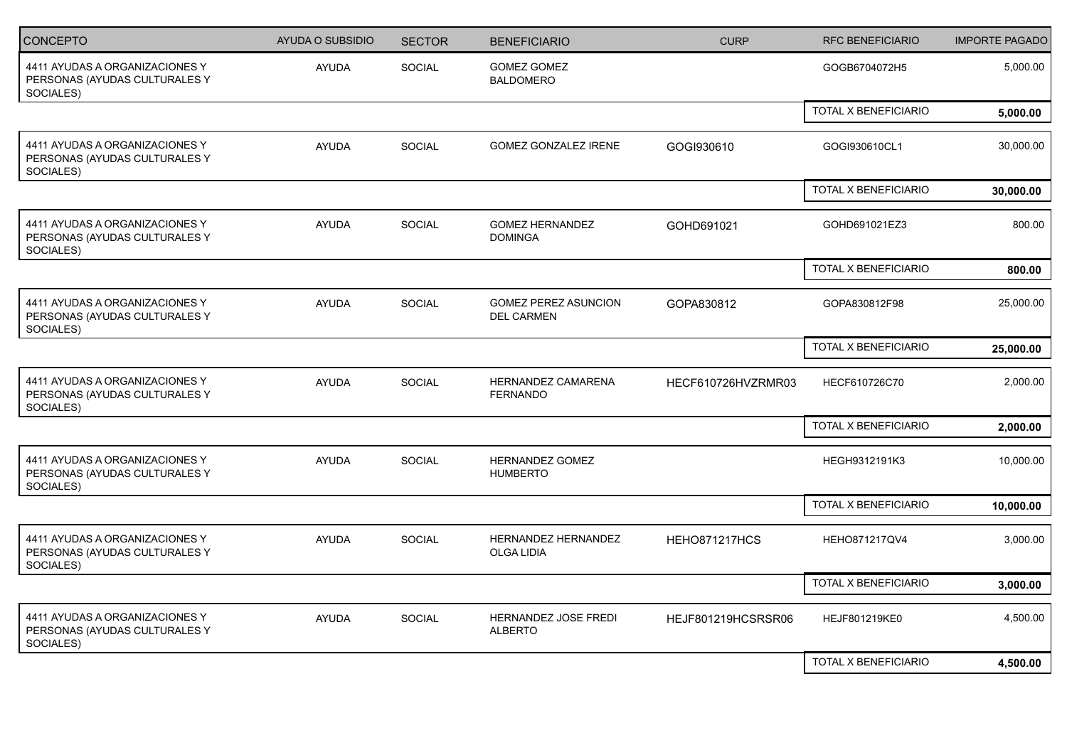| CONCEPTO | AYUDA O SUBSIDIO | SECTOR | BENEFICIARIO | CURP | RFC BENEFICIARIO | IMPORTE PAGADO |
|---|---|---|---|---|---|---|
| 4411 AYUDAS A ORGANIZACIONES Y PERSONAS (AYUDAS CULTURALES Y SOCIALES) | AYUDA | SOCIAL | GOMEZ GOMEZ BALDOMERO | | GOGB6704072H5 | 5,000.00 |
| | | | | | TOTAL X BENEFICIARIO | **5,000.00** |
| 4411 AYUDAS A ORGANIZACIONES Y PERSONAS (AYUDAS CULTURALES Y SOCIALES) | AYUDA | SOCIAL | GOMEZ GONZALEZ IRENE | GOGI930610 | GOGI930610CL1 | 30,000.00 |
| | | | | | TOTAL X BENEFICIARIO | **30,000.00** |
| 4411 AYUDAS A ORGANIZACIONES Y PERSONAS (AYUDAS CULTURALES Y SOCIALES) | AYUDA | SOCIAL | GOMEZ HERNANDEZ DOMINGA | GOHD691021 | GOHD691021EZ3 | 800.00 |
| | | | | | TOTAL X BENEFICIARIO | **800.00** |
| 4411 AYUDAS A ORGANIZACIONES Y PERSONAS (AYUDAS CULTURALES Y SOCIALES) | AYUDA | SOCIAL | GOMEZ PEREZ ASUNCION DEL CARMEN | GOPA830812 | GOPA830812F98 | 25,000.00 |
| | | | | | TOTAL X BENEFICIARIO | **25,000.00** |
| 4411 AYUDAS A ORGANIZACIONES Y PERSONAS (AYUDAS CULTURALES Y SOCIALES) | AYUDA | SOCIAL | HERNANDEZ CAMARENA FERNANDO | HECF610726HVZRMR03 | HECF610726C70 | 2,000.00 |
| | | | | | TOTAL X BENEFICIARIO | **2,000.00** |
| 4411 AYUDAS A ORGANIZACIONES Y PERSONAS (AYUDAS CULTURALES Y SOCIALES) | AYUDA | SOCIAL | HERNANDEZ GOMEZ HUMBERTO | | HEGH9312191K3 | 10,000.00 |
| | | | | | TOTAL X BENEFICIARIO | **10,000.00** |
| 4411 AYUDAS A ORGANIZACIONES Y PERSONAS (AYUDAS CULTURALES Y SOCIALES) | AYUDA | SOCIAL | HERNANDEZ HERNANDEZ OLGA LIDIA | HEHO871217HCS | HEHO871217QV4 | 3,000.00 |
| | | | | | TOTAL X BENEFICIARIO | **3,000.00** |
| 4411 AYUDAS A ORGANIZACIONES Y PERSONAS (AYUDAS CULTURALES Y SOCIALES) | AYUDA | SOCIAL | HERNANDEZ JOSE FREDI ALBERTO | HEJF801219HCSRSR06 | HEJF801219KE0 | 4,500.00 |
| | | | | | TOTAL X BENEFICIARIO | **4,500.00** |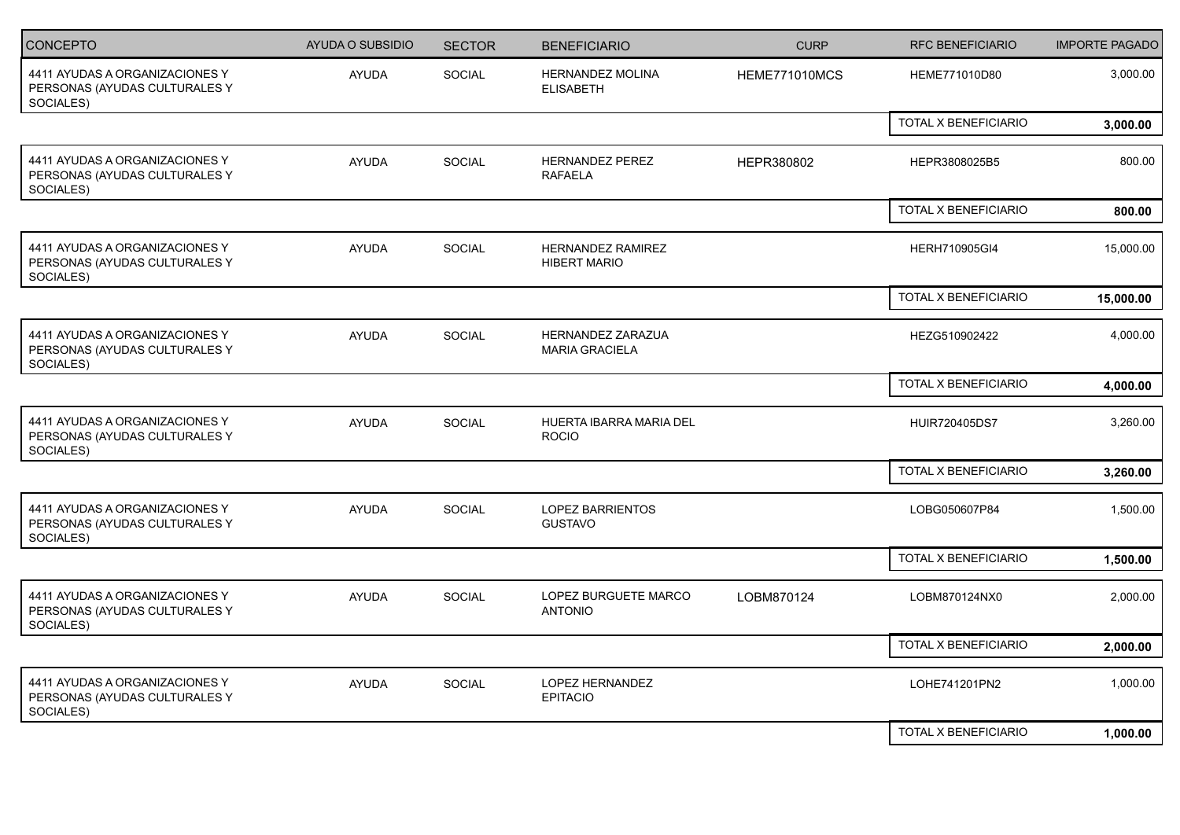| CONCEPTO | AYUDA O SUBSIDIO | SECTOR | BENEFICIARIO | CURP | RFC BENEFICIARIO | IMPORTE PAGADO |
|---|---|---|---|---|---|---|
| 4411 AYUDAS A ORGANIZACIONES Y PERSONAS (AYUDAS CULTURALES Y SOCIALES) | AYUDA | SOCIAL | HERNANDEZ MOLINA ELISABETH | HEME771010MCS | HEME771010D80 | 3,000.00 |
| | | | | | TOTAL X BENEFICIARIO | **3,000.00** |
| 4411 AYUDAS A ORGANIZACIONES Y PERSONAS (AYUDAS CULTURALES Y SOCIALES) | AYUDA | SOCIAL | HERNANDEZ PEREZ RAFAELA | HEPR380802 | HEPR3808025B5 | 800.00 |
| | | | | | TOTAL X BENEFICIARIO | **800.00** |
| 4411 AYUDAS A ORGANIZACIONES Y PERSONAS (AYUDAS CULTURALES Y SOCIALES) | AYUDA | SOCIAL | HERNANDEZ RAMIREZ HIBERT MARIO | | HERH710905GI4 | 15,000.00 |
| | | | | | TOTAL X BENEFICIARIO | **15,000.00** |
| 4411 AYUDAS A ORGANIZACIONES Y PERSONAS (AYUDAS CULTURALES Y SOCIALES) | AYUDA | SOCIAL | HERNANDEZ ZARAZUA MARIA GRACIELA | | HEZG510902422 | 4,000.00 |
| | | | | | TOTAL X BENEFICIARIO | **4,000.00** |
| 4411 AYUDAS A ORGANIZACIONES Y PERSONAS (AYUDAS CULTURALES Y SOCIALES) | AYUDA | SOCIAL | HUERTA IBARRA MARIA DEL ROCIO | | HUIR720405DS7 | 3,260.00 |
| | | | | | TOTAL X BENEFICIARIO | **3,260.00** |
| 4411 AYUDAS A ORGANIZACIONES Y PERSONAS (AYUDAS CULTURALES Y SOCIALES) | AYUDA | SOCIAL | LOPEZ BARRIENTOS GUSTAVO | | LOBG050607P84 | 1,500.00 |
| | | | | | TOTAL X BENEFICIARIO | **1,500.00** |
| 4411 AYUDAS A ORGANIZACIONES Y PERSONAS (AYUDAS CULTURALES Y SOCIALES) | AYUDA | SOCIAL | LOPEZ BURGUETE MARCO ANTONIO | LOBM870124 | LOBM870124NX0 | 2,000.00 |
| | | | | | TOTAL X BENEFICIARIO | **2,000.00** |
| 4411 AYUDAS A ORGANIZACIONES Y PERSONAS (AYUDAS CULTURALES Y SOCIALES) | AYUDA | SOCIAL | LOPEZ HERNANDEZ EPITACIO | | LOHE741201PN2 | 1,000.00 |
| | | | | | TOTAL X BENEFICIARIO | **1,000.00** |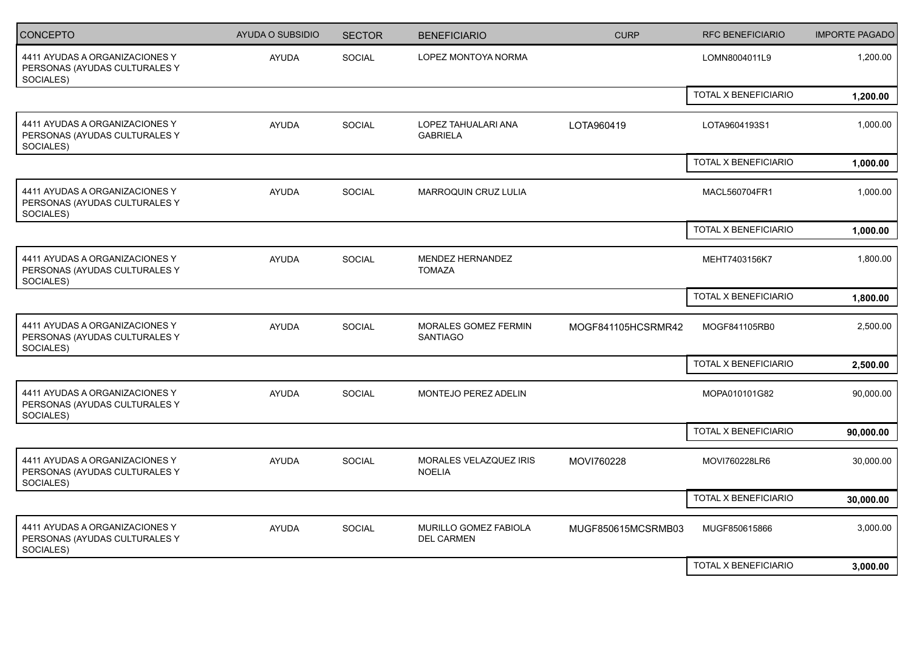| CONCEPTO | AYUDA O SUBSIDIO | SECTOR | BENEFICIARIO | CURP | RFC BENEFICIARIO | IMPORTE PAGADO |
|---|---|---|---|---|---|---|
| 4411 AYUDAS A ORGANIZACIONES Y PERSONAS (AYUDAS CULTURALES Y SOCIALES) | AYUDA | SOCIAL | LOPEZ MONTOYA NORMA | | LOMN8004011L9 | 1,200.00 |
| | | | | | TOTAL X BENEFICIARIO | **1,200.00** |
| 4411 AYUDAS A ORGANIZACIONES Y PERSONAS (AYUDAS CULTURALES Y SOCIALES) | AYUDA | SOCIAL | LOPEZ TAHUALARI ANA GABRIELA | LOTA960419 | LOTA9604193S1 | 1,000.00 |
| | | | | | TOTAL X BENEFICIARIO | **1,000.00** |
| 4411 AYUDAS A ORGANIZACIONES Y PERSONAS (AYUDAS CULTURALES Y SOCIALES) | AYUDA | SOCIAL | MARROQUIN CRUZ LULIA | | MACL560704FR1 | 1,000.00 |
| | | | | | TOTAL X BENEFICIARIO | **1,000.00** |
| 4411 AYUDAS A ORGANIZACIONES Y PERSONAS (AYUDAS CULTURALES Y SOCIALES) | AYUDA | SOCIAL | MENDEZ HERNANDEZ TOMAZA | | MEHT7403156K7 | 1,800.00 |
| | | | | | TOTAL X BENEFICIARIO | **1,800.00** |
| 4411 AYUDAS A ORGANIZACIONES Y PERSONAS (AYUDAS CULTURALES Y SOCIALES) | AYUDA | SOCIAL | MORALES GOMEZ FERMIN SANTIAGO | MOGF841105HCSRMR42 | MOGF841105RB0 | 2,500.00 |
| | | | | | TOTAL X BENEFICIARIO | **2,500.00** |
| 4411 AYUDAS A ORGANIZACIONES Y PERSONAS (AYUDAS CULTURALES Y SOCIALES) | AYUDA | SOCIAL | MONTEJO PEREZ ADELIN | | MOPA010101G82 | 90,000.00 |
| | | | | | TOTAL X BENEFICIARIO | **90,000.00** |
| 4411 AYUDAS A ORGANIZACIONES Y PERSONAS (AYUDAS CULTURALES Y SOCIALES) | AYUDA | SOCIAL | MORALES VELAZQUEZ IRIS NOELIA | MOVI760228 | MOVI760228LR6 | 30,000.00 |
| | | | | | TOTAL X BENEFICIARIO | **30,000.00** |
| 4411 AYUDAS A ORGANIZACIONES Y PERSONAS (AYUDAS CULTURALES Y SOCIALES) | AYUDA | SOCIAL | MURILLO GOMEZ FABIOLA DEL CARMEN | MUGF850615MCSRMB03 | MUGF850615866 | 3,000.00 |
| | | | | | TOTAL X BENEFICIARIO | **3,000.00** |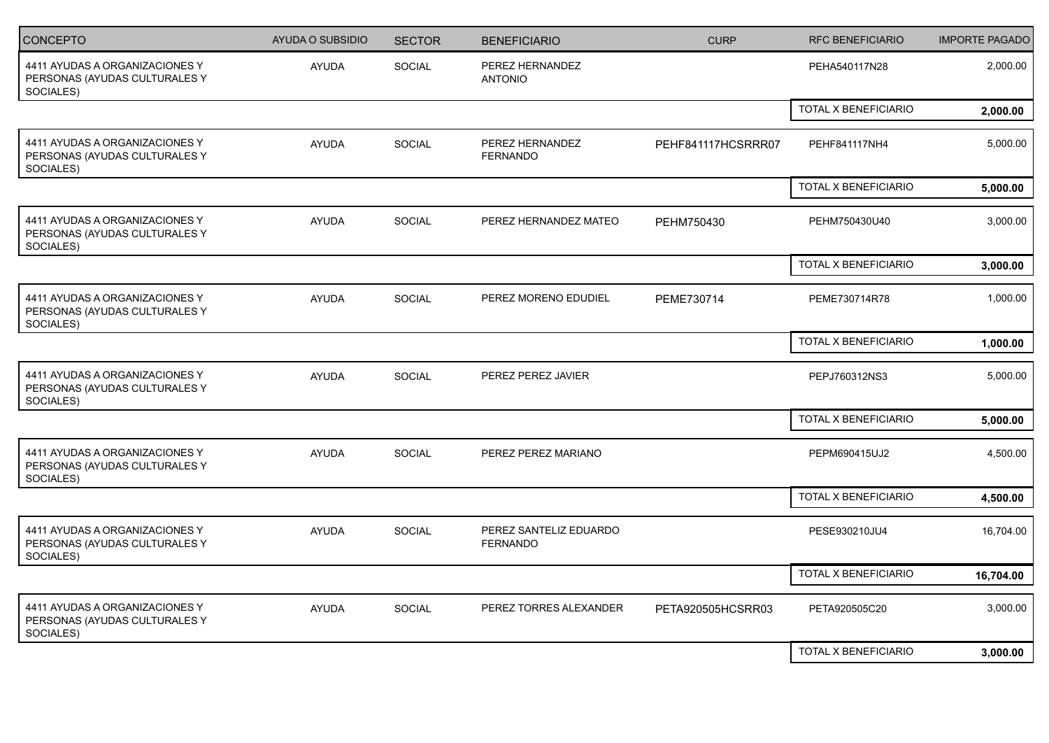| CONCEPTO | AYUDA O SUBSIDIO | SECTOR | BENEFICIARIO | CURP | RFC BENEFICIARIO | IMPORTE PAGADO |
|---|---|---|---|---|---|---|
| 4411 AYUDAS A ORGANIZACIONES Y PERSONAS (AYUDAS CULTURALES Y SOCIALES) | AYUDA | SOCIAL | PEREZ HERNANDEZ ANTONIO | | PEHA540117N28 | 2,000.00 |
| | | | | | TOTAL X BENEFICIARIO | **2,000.00** |
| 4411 AYUDAS A ORGANIZACIONES Y PERSONAS (AYUDAS CULTURALES Y SOCIALES) | AYUDA | SOCIAL | PEREZ HERNANDEZ FERNANDO | PEHF841117HCSRRR07 | PEHF841117NH4 | 5,000.00 |
| | | | | | TOTAL X BENEFICIARIO | **5,000.00** |
| 4411 AYUDAS A ORGANIZACIONES Y PERSONAS (AYUDAS CULTURALES Y SOCIALES) | AYUDA | SOCIAL | PEREZ HERNANDEZ MATEO | PEHM750430 | PEHM750430U40 | 3,000.00 |
| | | | | | TOTAL X BENEFICIARIO | **3,000.00** |
| 4411 AYUDAS A ORGANIZACIONES Y PERSONAS (AYUDAS CULTURALES Y SOCIALES) | AYUDA | SOCIAL | PEREZ MORENO EDUDIEL | PEME730714 | PEME730714R78 | 1,000.00 |
| | | | | | TOTAL X BENEFICIARIO | **1,000.00** |
| 4411 AYUDAS A ORGANIZACIONES Y PERSONAS (AYUDAS CULTURALES Y SOCIALES) | AYUDA | SOCIAL | PEREZ PEREZ JAVIER | | PEPJ760312NS3 | 5,000.00 |
| | | | | | TOTAL X BENEFICIARIO | **5,000.00** |
| 4411 AYUDAS A ORGANIZACIONES Y PERSONAS (AYUDAS CULTURALES Y SOCIALES) | AYUDA | SOCIAL | PEREZ PEREZ MARIANO | | PEPM690415UJ2 | 4,500.00 |
| | | | | | TOTAL X BENEFICIARIO | **4,500.00** |
| 4411 AYUDAS A ORGANIZACIONES Y PERSONAS (AYUDAS CULTURALES Y SOCIALES) | AYUDA | SOCIAL | PEREZ SANTELIZ EDUARDO FERNANDO | | PESE930210JU4 | 16,704.00 |
| | | | | | TOTAL X BENEFICIARIO | **16,704.00** |
| 4411 AYUDAS A ORGANIZACIONES Y PERSONAS (AYUDAS CULTURALES Y SOCIALES) | AYUDA | SOCIAL | PEREZ TORRES ALEXANDER | PETA920505HCSRR03 | PETA920505C20 | 3,000.00 |
| | | | | | TOTAL X BENEFICIARIO | **3,000.00** |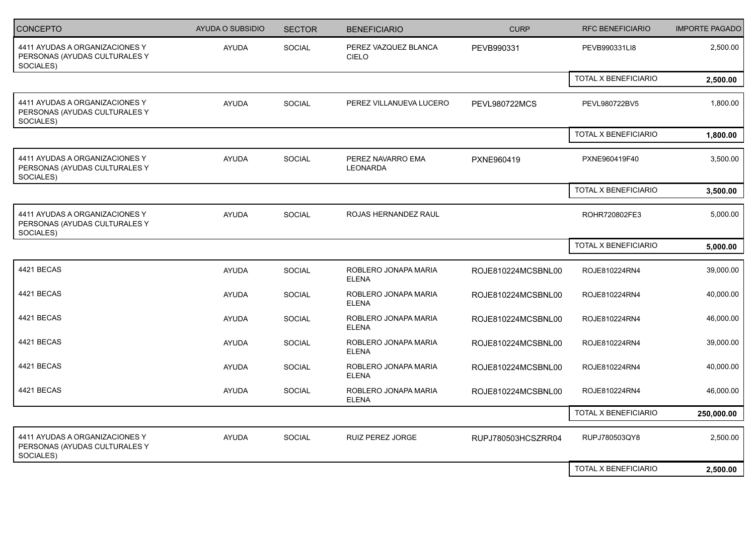| CONCEPTO | AYUDA O SUBSIDIO | SECTOR | BENEFICIARIO | CURP | RFC BENEFICIARIO | IMPORTE PAGADO |
|---|---|---|---|---|---|---|
| 4411 AYUDAS A ORGANIZACIONES Y PERSONAS (AYUDAS CULTURALES Y SOCIALES) | AYUDA | SOCIAL | PEREZ VAZQUEZ BLANCA CIELO | PEVB990331 | PEVB990331LI8 | 2,500.00 |
| | | | | | TOTAL X BENEFICIARIO | **2,500.00** |
| 4411 AYUDAS A ORGANIZACIONES Y PERSONAS (AYUDAS CULTURALES Y SOCIALES) | AYUDA | SOCIAL | PEREZ VILLANUEVA LUCERO | PEVL980722MCS | PEVL980722BV5 | 1,800.00 |
| | | | | | TOTAL X BENEFICIARIO | **1,800.00** |
| 4411 AYUDAS A ORGANIZACIONES Y PERSONAS (AYUDAS CULTURALES Y SOCIALES) | AYUDA | SOCIAL | PEREZ NAVARRO EMA LEONARDA | PXNE960419 | PXNE960419F40 | 3,500.00 |
| | | | | | TOTAL X BENEFICIARIO | **3,500.00** |
| 4411 AYUDAS A ORGANIZACIONES Y PERSONAS (AYUDAS CULTURALES Y SOCIALES) | AYUDA | SOCIAL | ROJAS HERNANDEZ RAUL | | ROHR720802FE3 | 5,000.00 |
| | | | | | TOTAL X BENEFICIARIO | **5,000.00** |
| 4421 BECAS | AYUDA | SOCIAL | ROBLERO JONAPA MARIA ELENA | ROJE810224MCSBNL00 | ROJE810224RN4 | 39,000.00 |
| 4421 BECAS | AYUDA | SOCIAL | ROBLERO JONAPA MARIA ELENA | ROJE810224MCSBNL00 | ROJE810224RN4 | 40,000.00 |
| 4421 BECAS | AYUDA | SOCIAL | ROBLERO JONAPA MARIA ELENA | ROJE810224MCSBNL00 | ROJE810224RN4 | 46,000.00 |
| 4421 BECAS | AYUDA | SOCIAL | ROBLERO JONAPA MARIA ELENA | ROJE810224MCSBNL00 | ROJE810224RN4 | 39,000.00 |
| 4421 BECAS | AYUDA | SOCIAL | ROBLERO JONAPA MARIA ELENA | ROJE810224MCSBNL00 | ROJE810224RN4 | 40,000.00 |
| 4421 BECAS | AYUDA | SOCIAL | ROBLERO JONAPA MARIA ELENA | ROJE810224MCSBNL00 | ROJE810224RN4 | 46,000.00 |
| | | | | | TOTAL X BENEFICIARIO | **250,000.00** |
| 4411 AYUDAS A ORGANIZACIONES Y PERSONAS (AYUDAS CULTURALES Y SOCIALES) | AYUDA | SOCIAL | RUIZ PEREZ JORGE | RUPJ780503HCSZRR04 | RUPJ780503QY8 | 2,500.00 |
| | | | | | TOTAL X BENEFICIARIO | **2,500.00** |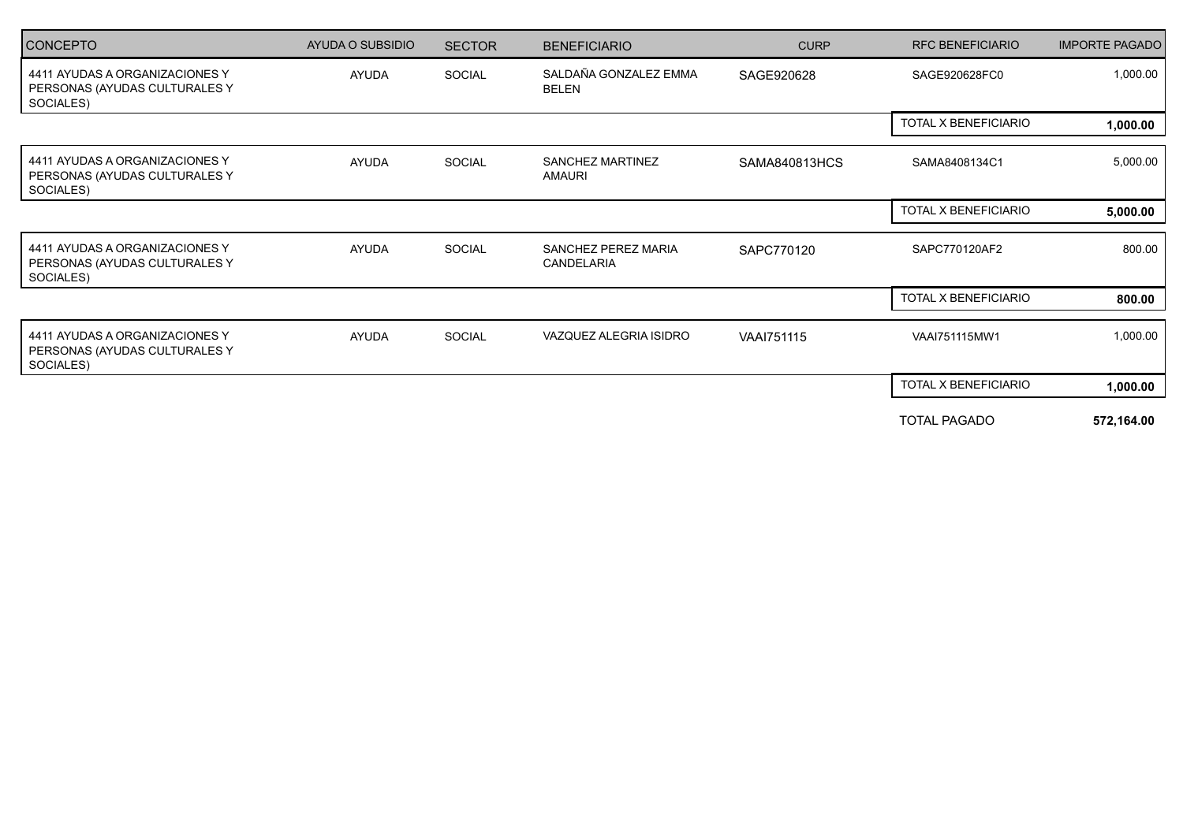| CONCEPTO | AYUDA O SUBSIDIO | SECTOR | BENEFICIARIO | CURP | RFC BENEFICIARIO | IMPORTE PAGADO |
| --- | --- | --- | --- | --- | --- | --- |
| 4411 AYUDAS A ORGANIZACIONES Y PERSONAS (AYUDAS CULTURALES Y SOCIALES) | AYUDA | SOCIAL | SALDAÑA GONZALEZ EMMA BELEN | SAGE920628 | SAGE920628FC0 | 1,000.00 |
| | | | | | TOTAL X BENEFICIARIO | **1,000.00** |
| 4411 AYUDAS A ORGANIZACIONES Y PERSONAS (AYUDAS CULTURALES Y SOCIALES) | AYUDA | SOCIAL | SANCHEZ MARTINEZ AMAURI | SAMA840813HCS | SAMA8408134C1 | 5,000.00 |
| | | | | | TOTAL X BENEFICIARIO | **5,000.00** |
| 4411 AYUDAS A ORGANIZACIONES Y PERSONAS (AYUDAS CULTURALES Y SOCIALES) | AYUDA | SOCIAL | SANCHEZ PEREZ MARIA CANDELARIA | SAPC770120 | SAPC770120AF2 | 800.00 |
| | | | | | TOTAL X BENEFICIARIO | **800.00** |
| 4411 AYUDAS A ORGANIZACIONES Y PERSONAS (AYUDAS CULTURALES Y SOCIALES) | AYUDA | SOCIAL | VAZQUEZ ALEGRIA ISIDRO | VAAI751115 | VAAI751115MW1 | 1,000.00 |
| | | | | | TOTAL X BENEFICIARIO | **1,000.00** |
| | | | | | TOTAL PAGADO | **572,164.00** |